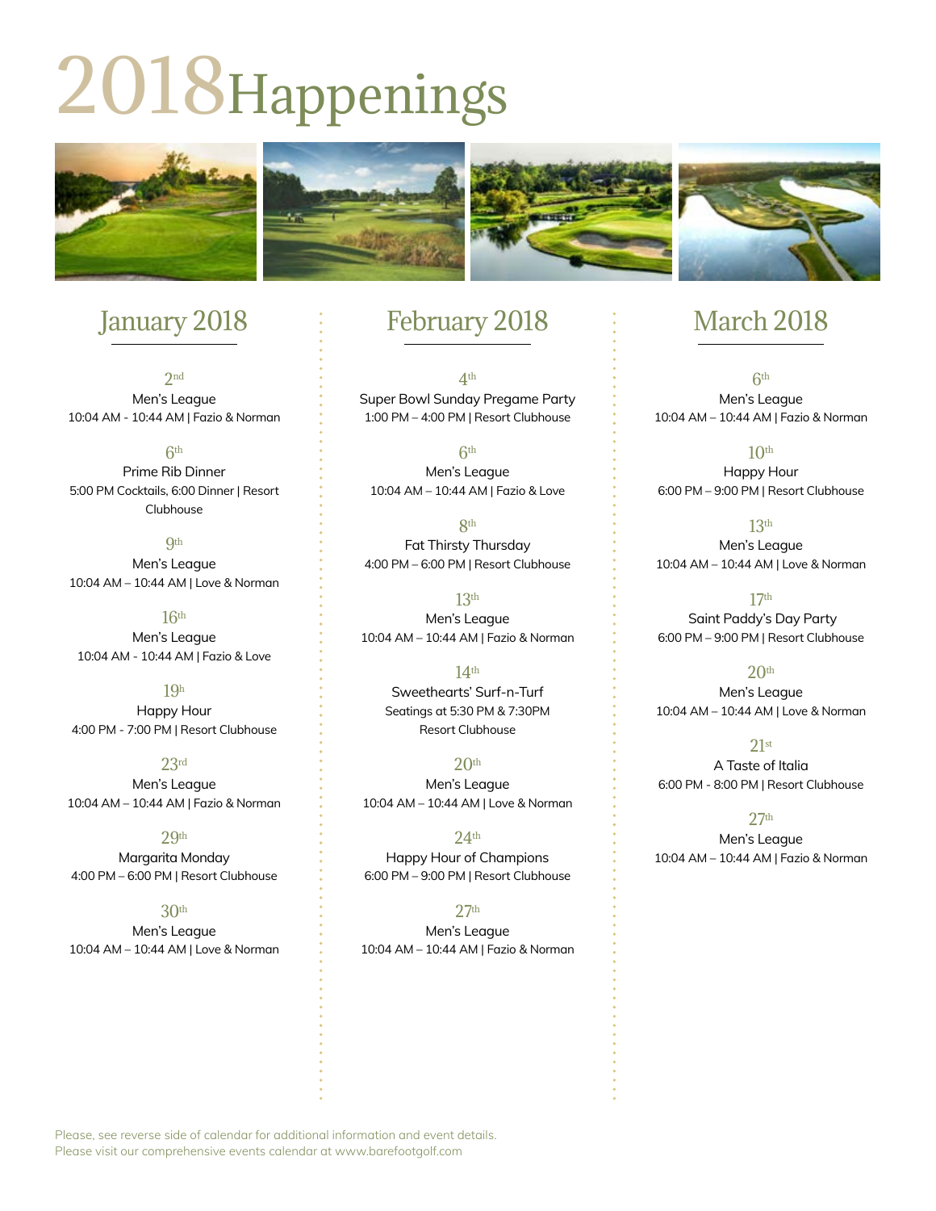# 2018 Happenings

## January 2018

2nd
Men's League
10:04 AM - 10:44 AM | Fazio & Norman

6th
Prime Rib Dinner
5:00 PM Cocktails, 6:00 Dinner | Resort Clubhouse

9th
Men's League
10:04 AM – 10:44 AM | Love & Norman

16th
Men's League
10:04 AM - 10:44 AM | Fazio & Love

19h
Happy Hour
4:00 PM - 7:00 PM | Resort Clubhouse

23rd
Men's League
10:04 AM – 10:44 AM | Fazio & Norman

29th
Margarita Monday
4:00 PM – 6:00 PM | Resort Clubhouse

30th
Men's League
10:04 AM – 10:44 AM | Love & Norman

## February 2018

4th
Super Bowl Sunday Pregame Party
1:00 PM – 4:00 PM | Resort Clubhouse

6th
Men's League
10:04 AM – 10:44 AM | Fazio & Love

8th
Fat Thirsty Thursday
4:00 PM – 6:00 PM | Resort Clubhouse

13th
Men's League
10:04 AM – 10:44 AM | Fazio & Norman

14th
Sweethearts' Surf-n-Turf
Seatings at 5:30 PM & 7:30PM
Resort Clubhouse

20th
Men's League
10:04 AM – 10:44 AM | Love & Norman

24th
Happy Hour of Champions
6:00 PM – 9:00 PM | Resort Clubhouse

27th
Men's League
10:04 AM – 10:44 AM | Fazio & Norman

## March 2018

6th
Men's League
10:04 AM – 10:44 AM | Fazio & Norman

10th
Happy Hour
6:00 PM – 9:00 PM | Resort Clubhouse

13th
Men's League
10:04 AM – 10:44 AM | Love & Norman

17th
Saint Paddy's Day Party
6:00 PM – 9:00 PM | Resort Clubhouse

20th
Men's League
10:04 AM – 10:44 AM | Love & Norman

21st
A Taste of Italia
6:00 PM - 8:00 PM | Resort Clubhouse

27th
Men's League
10:04 AM – 10:44 AM | Fazio & Norman

Please, see reverse side of calendar for additional information and event details.
Please visit our comprehensive events calendar at www.barefootgolf.com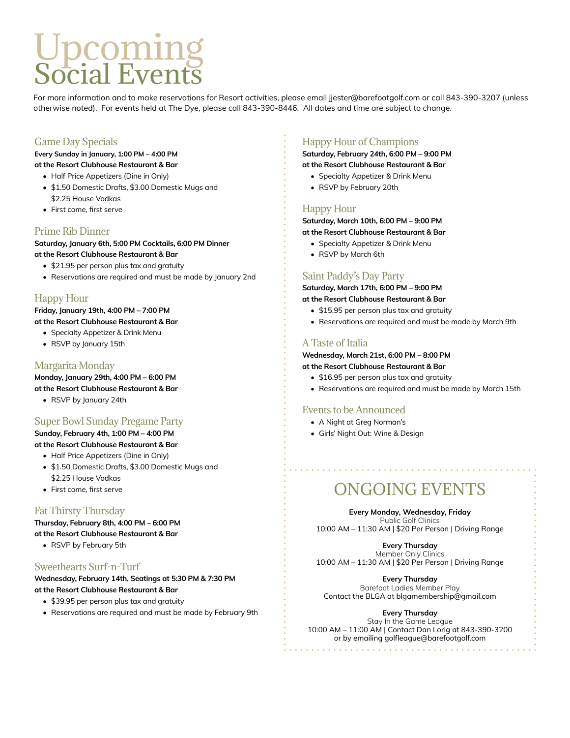# Upcoming Social Events

For more information and to make reservations for Resort activities, please email jjester@barefootgolf.com or call 843-390-3207 (unless otherwise noted). For events held at The Dye, please call 843-390-8446. All dates and time are subject to change.

## Game Day Specials

**Every Sunday in January, 1:00 PM – 4:00 PM**
**at the Resort Clubhouse Restaurant & Bar**

- Half Price Appetizers (Dine in Only)
- $1.50 Domestic Drafts, $3.00 Domestic Mugs and $2.25 House Vodkas
- First come, first serve

## Prime Rib Dinner

**Saturday, January 6th, 5:00 PM Cocktails, 6:00 PM Dinner**
**at the Resort Clubhouse Restaurant & Bar**

- $21.95 per person plus tax and gratuity
- Reservations are required and must be made by January 2nd

## Happy Hour

**Friday, January 19th, 4:00 PM – 7:00 PM**
**at the Resort Clubhouse Restaurant & Bar**

- Specialty Appetizer & Drink Menu
- RSVP by January 15th

## Margarita Monday

**Monday, January 29th, 4:00 PM – 6:00 PM**
**at the Resort Clubhouse Restaurant & Bar**

- RSVP by January 24th

## Super Bowl Sunday Pregame Party

**Sunday, February 4th, 1:00 PM – 4:00 PM**
**at the Resort Clubhouse Restaurant & Bar**

- Half Price Appetizers (Dine in Only)
- $1.50 Domestic Drafts, $3.00 Domestic Mugs and $2.25 House Vodkas
- First come, first serve

## Fat Thirsty Thursday

**Thursday, February 8th, 4:00 PM – 6:00 PM**
**at the Resort Clubhouse Restaurant & Bar**

- RSVP by February 5th

## Sweethearts Surf-n-Turf

**Wednesday, February 14th, Seatings at 5:30 PM & 7:30 PM**
**at the Resort Clubhouse Restaurant & Bar**

- $39.95 per person plus tax and gratuity
- Reservations are required and must be made by February 9th

## Happy Hour of Champions

**Saturday, February 24th, 6:00 PM – 9:00 PM**
**at the Resort Clubhouse Restaurant & Bar**

- Specialty Appetizer & Drink Menu
- RSVP by February 20th

## Happy Hour

**Saturday, March 10th, 6:00 PM – 9:00 PM**
**at the Resort Clubhouse Restaurant & Bar**

- Specialty Appetizer & Drink Menu
- RSVP by March 6th

## Saint Paddy's Day Party

**Saturday, March 17th, 6:00 PM – 9:00 PM**
**at the Resort Clubhouse Restaurant & Bar**

- $15.95 per person plus tax and gratuity
- Reservations are required and must be made by March 9th

## A Taste of Italia

**Wednesday, March 21st, 6:00 PM – 8:00 PM**
**at the Resort Clubhouse Restaurant & Bar**

- $16.95 per person plus tax and gratuity
- Reservations are required and must be made by March 15th

## Events to be Announced

- A Night at Greg Norman's
- Girls' Night Out: Wine & Design

## ONGOING EVENTS

**Every Monday, Wednesday, Friday**
Public Golf Clinics
10:00 AM – 11:30 AM | $20 Per Person | Driving Range

**Every Thursday**
Member Only Clinics
10:00 AM – 11:30 AM | $20 Per Person | Driving Range

**Every Thursday**
Barefoot Ladies Member Play
Contact the BLGA at blgamembership@gmail.com

**Every Thursday**
Stay In the Game League
10:00 AM – 11:00 AM | Contact Dan Lorig at 843-390-3200 or by emailing golfleague@barefootgolf.com